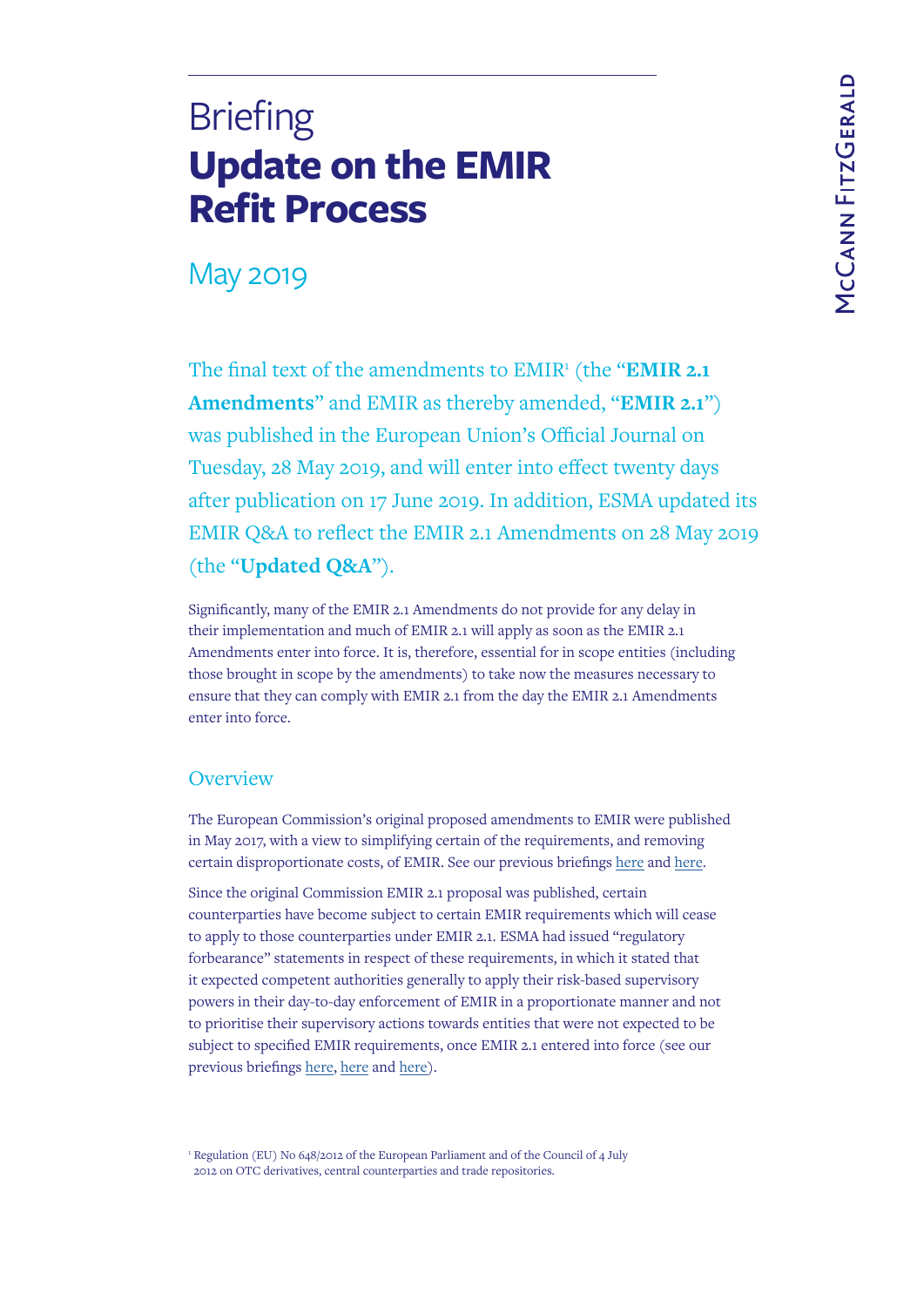# Briefing

# Update on the EMIR Refit Process

## May 2019

The final text of the amendments to EMIR[1] (the "**EMIR 2.1 Amendments**" and EMIR as thereby amended, "**EMIR 2.1**") was published in the European Union's Official Journal on Tuesday, 28 May 2019, and will enter into effect twenty days after publication on 17 June 2019. In addition, ESMA updated its EMIR Q&A to reflect the EMIR 2.1 Amendments on 28 May 2019 (the "**Updated Q&A**").

Significantly, many of the EMIR 2.1 Amendments do not provide for any delay in their implementation and much of EMIR 2.1 will apply as soon as the EMIR 2.1 Amendments enter into force. It is, therefore, essential for in scope entities (including those brought in scope by the amendments) to take now the measures necessary to ensure that they can comply with EMIR 2.1 from the day the EMIR 2.1 Amendments enter into force.

## Overview

The European Commission's original proposed amendments to EMIR were published in May 2017, with a view to simplifying certain of the requirements, and removing certain disproportionate costs, of EMIR. See our previous briefings here and here.

Since the original Commission EMIR 2.1 proposal was published, certain counterparties have become subject to certain EMIR requirements which will cease to apply to those counterparties under EMIR 2.1. ESMA had issued "regulatory forbearance" statements in respect of these requirements, in which it stated that it expected competent authorities generally to apply their risk-based supervisory powers in their day-to-day enforcement of EMIR in a proportionate manner and not to prioritise their supervisory actions towards entities that were not expected to be subject to specified EMIR requirements, once EMIR 2.1 entered into force (see our previous briefings here, here and here).

[1] Regulation (EU) No 648/2012 of the European Parliament and of the Council of 4 July 2012 on OTC derivatives, central counterparties and trade repositories.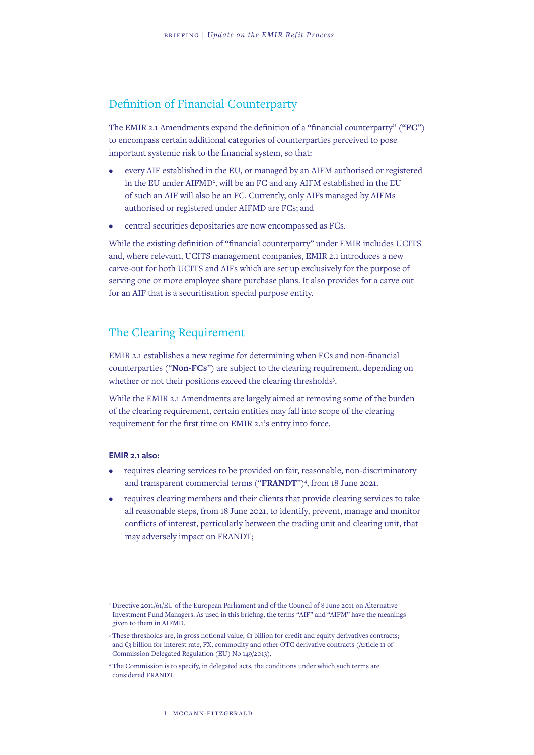## Definition of Financial Counterparty

The EMIR 2.1 Amendments expand the definition of a "financial counterparty" ("**FC**") to encompass certain additional categories of counterparties perceived to pose important systemic risk to the financial system, so that:

- every AIF established in the EU, or managed by an AIFM authorised or registered in the EU under AIFMD[2], will be an FC and any AIFM established in the EU of such an AIF will also be an FC. Currently, only AIFs managed by AIFMs authorised or registered under AIFMD are FCs; and
- central securities depositaries are now encompassed as FCs.

While the existing definition of "financial counterparty" under EMIR includes UCITS and, where relevant, UCITS management companies, EMIR 2.1 introduces a new carve-out for both UCITS and AIFs which are set up exclusively for the purpose of serving one or more employee share purchase plans. It also provides for a carve out for an AIF that is a securitisation special purpose entity.

## The Clearing Requirement

EMIR 2.1 establishes a new regime for determining when FCs and non-financial counterparties ("**Non-FCs**") are subject to the clearing requirement, depending on whether or not their positions exceed the clearing thresholds[3].

While the EMIR 2.1 Amendments are largely aimed at removing some of the burden of the clearing requirement, certain entities may fall into scope of the clearing requirement for the first time on EMIR 2.1's entry into force.

**EMIR 2.1 also:**

- requires clearing services to be provided on fair, reasonable, non-discriminatory and transparent commercial terms ("**FRANDT**")[4], from 18 June 2021.
- requires clearing members and their clients that provide clearing services to take all reasonable steps, from 18 June 2021, to identify, prevent, manage and monitor conflicts of interest, particularly between the trading unit and clearing unit, that may adversely impact on FRANDT;

[2] Directive 2011/61/EU of the European Parliament and of the Council of 8 June 2011 on Alternative Investment Fund Managers. As used in this briefing, the terms "AIF" and "AIFM" have the meanings given to them in AIFMD.

[3] These thresholds are, in gross notional value, €1 billion for credit and equity derivatives contracts; and €3 billion for interest rate, FX, commodity and other OTC derivative contracts (Article 11 of Commission Delegated Regulation (EU) No 149/2013).

[4] The Commission is to specify, in delegated acts, the conditions under which such terms are considered FRANDT.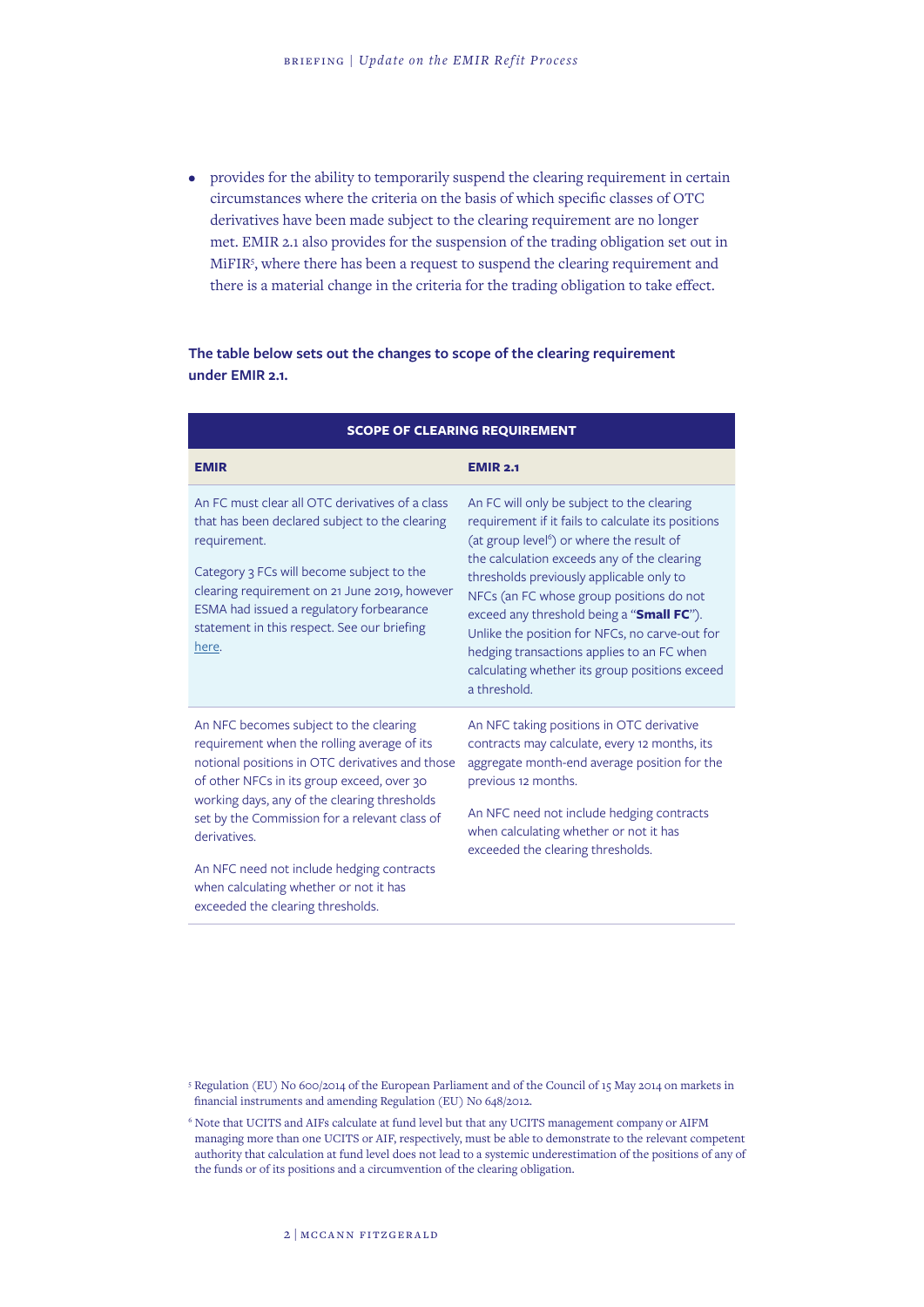- provides for the ability to temporarily suspend the clearing requirement in certain circumstances where the criteria on the basis of which specific classes of OTC derivatives have been made subject to the clearing requirement are no longer met. EMIR 2.1 also provides for the suspension of the trading obligation set out in MiFIR[5], where there has been a request to suspend the clearing requirement and there is a material change in the criteria for the trading obligation to take effect.

**The table below sets out the changes to scope of the clearing requirement under EMIR 2.1.**

| SCOPE OF CLEARING REQUIREMENT | |
|---|---|
| **EMIR** | **EMIR 2.1** |
| An FC must clear all OTC derivatives of a class that has been declared subject to the clearing requirement.<br><br>Category 3 FCs will become subject to the clearing requirement on 21 June 2019, however ESMA had issued a regulatory forbearance statement in this respect. See our briefing here. | An FC will only be subject to the clearing requirement if it fails to calculate its positions (at group level[6]) or where the result of the calculation exceeds any of the clearing thresholds previously applicable only to NFCs (an FC whose group positions do not exceed any threshold being a "**Small FC**"). Unlike the position for NFCs, no carve-out for hedging transactions applies to an FC when calculating whether its group positions exceed a threshold. |
| An NFC becomes subject to the clearing requirement when the rolling average of its notional positions in OTC derivatives and those of other NFCs in its group exceed, over 30 working days, any of the clearing thresholds set by the Commission for a relevant class of derivatives.<br><br>An NFC need not include hedging contracts when calculating whether or not it has exceeded the clearing thresholds. | An NFC taking positions in OTC derivative contracts may calculate, every 12 months, its aggregate month-end average position for the previous 12 months.<br><br>An NFC need not include hedging contracts when calculating whether or not it has exceeded the clearing thresholds. |

[5] Regulation (EU) No 600/2014 of the European Parliament and of the Council of 15 May 2014 on markets in financial instruments and amending Regulation (EU) No 648/2012.

[6] Note that UCITS and AIFs calculate at fund level but that any UCITS management company or AIFM managing more than one UCITS or AIF, respectively, must be able to demonstrate to the relevant competent authority that calculation at fund level does not lead to a systemic underestimation of the positions of any of the funds or of its positions and a circumvention of the clearing obligation.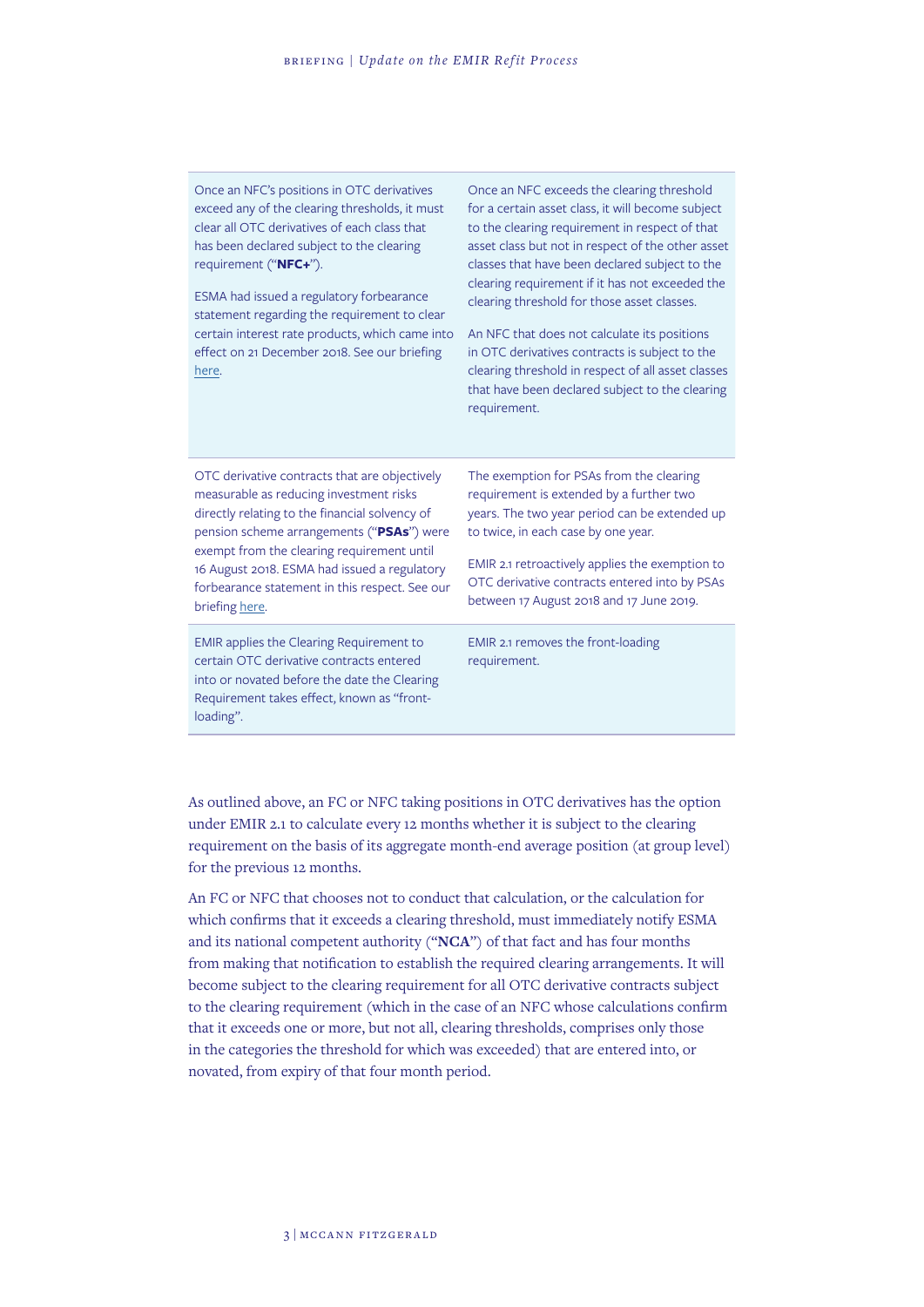| | |
|---|---|
| Once an NFC's positions in OTC derivatives exceed any of the clearing thresholds, it must clear all OTC derivatives of each class that has been declared subject to the clearing requirement (“**NFC+**”).<br><br>ESMA had issued a regulatory forbearance statement regarding the requirement to clear certain interest rate products, which came into effect on 21 December 2018. See our briefing here. | Once an NFC exceeds the clearing threshold for a certain asset class, it will become subject to the clearing requirement in respect of that asset class but not in respect of the other asset classes that have been declared subject to the clearing requirement if it has not exceeded the clearing threshold for those asset classes.<br><br>An NFC that does not calculate its positions in OTC derivatives contracts is subject to the clearing threshold in respect of all asset classes that have been declared subject to the clearing requirement. |
| OTC derivative contracts that are objectively measurable as reducing investment risks directly relating to the financial solvency of pension scheme arrangements (“**PSAs**”) were exempt from the clearing requirement until 16 August 2018. ESMA had issued a regulatory forbearance statement in this respect. See our briefing here. | The exemption for PSAs from the clearing requirement is extended by a further two years. The two year period can be extended up to twice, in each case by one year.<br><br>EMIR 2.1 retroactively applies the exemption to OTC derivative contracts entered into by PSAs between 17 August 2018 and 17 June 2019. |
| EMIR applies the Clearing Requirement to certain OTC derivative contracts entered into or novated before the date the Clearing Requirement takes effect, known as “front-loading”. | EMIR 2.1 removes the front-loading requirement. |

As outlined above, an FC or NFC taking positions in OTC derivatives has the option under EMIR 2.1 to calculate every 12 months whether it is subject to the clearing requirement on the basis of its aggregate month-end average position (at group level) for the previous 12 months.

An FC or NFC that chooses not to conduct that calculation, or the calculation for which confirms that it exceeds a clearing threshold, must immediately notify ESMA and its national competent authority (“**NCA**”) of that fact and has four months from making that notification to establish the required clearing arrangements. It will become subject to the clearing requirement for all OTC derivative contracts subject to the clearing requirement (which in the case of an NFC whose calculations confirm that it exceeds one or more, but not all, clearing thresholds, comprises only those in the categories the threshold for which was exceeded) that are entered into, or novated, from expiry of that four month period.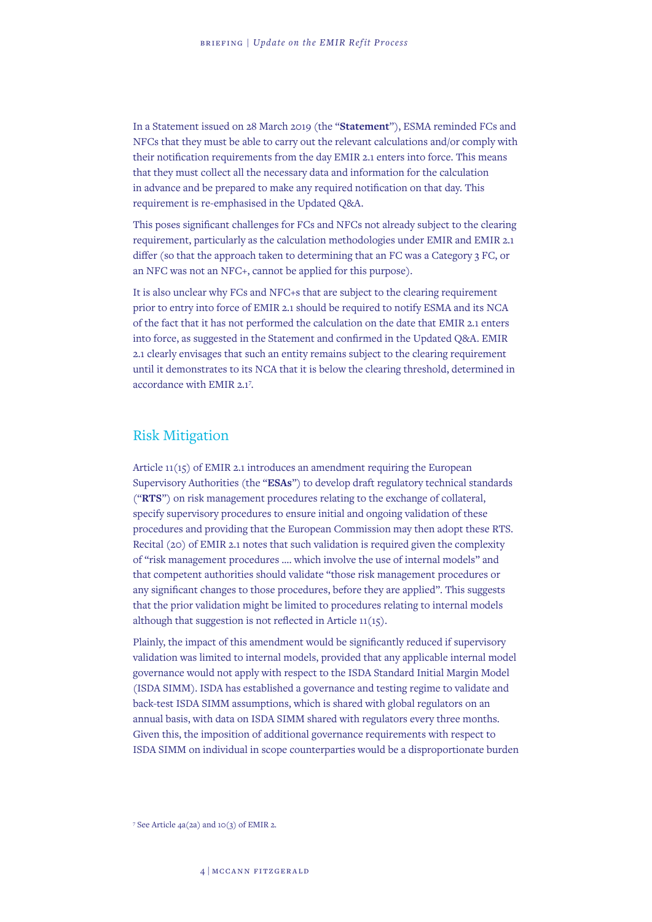In a Statement issued on 28 March 2019 (the "**Statement**"), ESMA reminded FCs and NFCs that they must be able to carry out the relevant calculations and/or comply with their notification requirements from the day EMIR 2.1 enters into force. This means that they must collect all the necessary data and information for the calculation in advance and be prepared to make any required notification on that day. This requirement is re-emphasised in the Updated Q&A.

This poses significant challenges for FCs and NFCs not already subject to the clearing requirement, particularly as the calculation methodologies under EMIR and EMIR 2.1 differ (so that the approach taken to determining that an FC was a Category 3 FC, or an NFC was not an NFC+, cannot be applied for this purpose).

It is also unclear why FCs and NFC+s that are subject to the clearing requirement prior to entry into force of EMIR 2.1 should be required to notify ESMA and its NCA of the fact that it has not performed the calculation on the date that EMIR 2.1 enters into force, as suggested in the Statement and confirmed in the Updated Q&A. EMIR 2.1 clearly envisages that such an entity remains subject to the clearing requirement until it demonstrates to its NCA that it is below the clearing threshold, determined in accordance with EMIR 2.1[7].

## Risk Mitigation

Article 11(15) of EMIR 2.1 introduces an amendment requiring the European Supervisory Authorities (the "**ESAs**") to develop draft regulatory technical standards ("**RTS**") on risk management procedures relating to the exchange of collateral, specify supervisory procedures to ensure initial and ongoing validation of these procedures and providing that the European Commission may then adopt these RTS. Recital (20) of EMIR 2.1 notes that such validation is required given the complexity of "risk management procedures .... which involve the use of internal models" and that competent authorities should validate "those risk management procedures or any significant changes to those procedures, before they are applied". This suggests that the prior validation might be limited to procedures relating to internal models although that suggestion is not reflected in Article 11(15).

Plainly, the impact of this amendment would be significantly reduced if supervisory validation was limited to internal models, provided that any applicable internal model governance would not apply with respect to the ISDA Standard Initial Margin Model (ISDA SIMM). ISDA has established a governance and testing regime to validate and back-test ISDA SIMM assumptions, which is shared with global regulators on an annual basis, with data on ISDA SIMM shared with regulators every three months. Given this, the imposition of additional governance requirements with respect to ISDA SIMM on individual in scope counterparties would be a disproportionate burden

[7] See Article 4a(2a) and 10(3) of EMIR 2.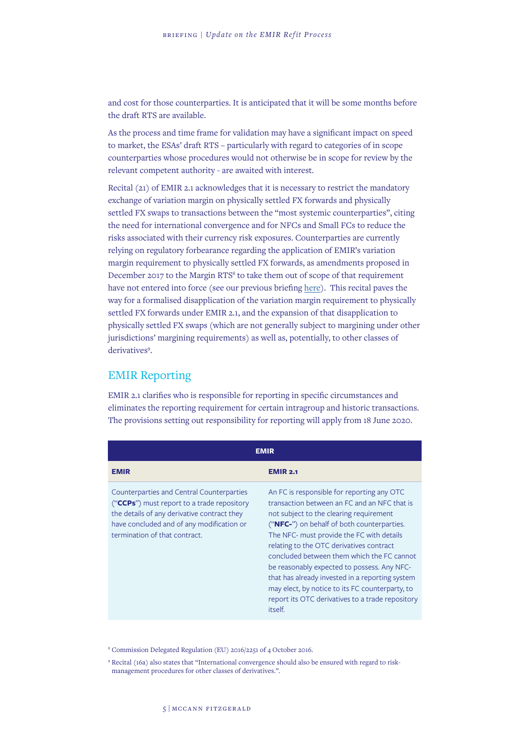and cost for those counterparties. It is anticipated that it will be some months before the draft RTS are available.

As the process and time frame for validation may have a significant impact on speed to market, the ESAs' draft RTS – particularly with regard to categories of in scope counterparties whose procedures would not otherwise be in scope for review by the relevant competent authority - are awaited with interest.

Recital (21) of EMIR 2.1 acknowledges that it is necessary to restrict the mandatory exchange of variation margin on physically settled FX forwards and physically settled FX swaps to transactions between the "most systemic counterparties", citing the need for international convergence and for NFCs and Small FCs to reduce the risks associated with their currency risk exposures. Counterparties are currently relying on regulatory forbearance regarding the application of EMIR's variation margin requirement to physically settled FX forwards, as amendments proposed in December 2017 to the Margin RTS[8] to take them out of scope of that requirement have not entered into force (see our previous briefing here). This recital paves the way for a formalised disapplication of the variation margin requirement to physically settled FX forwards under EMIR 2.1, and the expansion of that disapplication to physically settled FX swaps (which are not generally subject to margining under other jurisdictions' margining requirements) as well as, potentially, to other classes of derivatives[9].

## EMIR Reporting

EMIR 2.1 clarifies who is responsible for reporting in specific circumstances and eliminates the reporting requirement for certain intragroup and historic transactions. The provisions setting out responsibility for reporting will apply from 18 June 2020.

| **EMIR** | |
|---|---|
| **EMIR** | **EMIR 2.1** |
| Counterparties and Central Counterparties ("**CCPs**") must report to a trade repository the details of any derivative contract they have concluded and of any modification or termination of that contract. | An FC is responsible for reporting any OTC transaction between an FC and an NFC that is not subject to the clearing requirement ("**NFC-**") on behalf of both counterparties. The NFC- must provide the FC with details relating to the OTC derivatives contract concluded between them which the FC cannot be reasonably expected to possess. Any NFC- that has already invested in a reporting system may elect, by notice to its FC counterparty, to report its OTC derivatives to a trade repository itself. |

[8] Commission Delegated Regulation (EU) 2016/2251 of 4 October 2016.

[9] Recital (16a) also states that "International convergence should also be ensured with regard to risk-management procedures for other classes of derivatives.".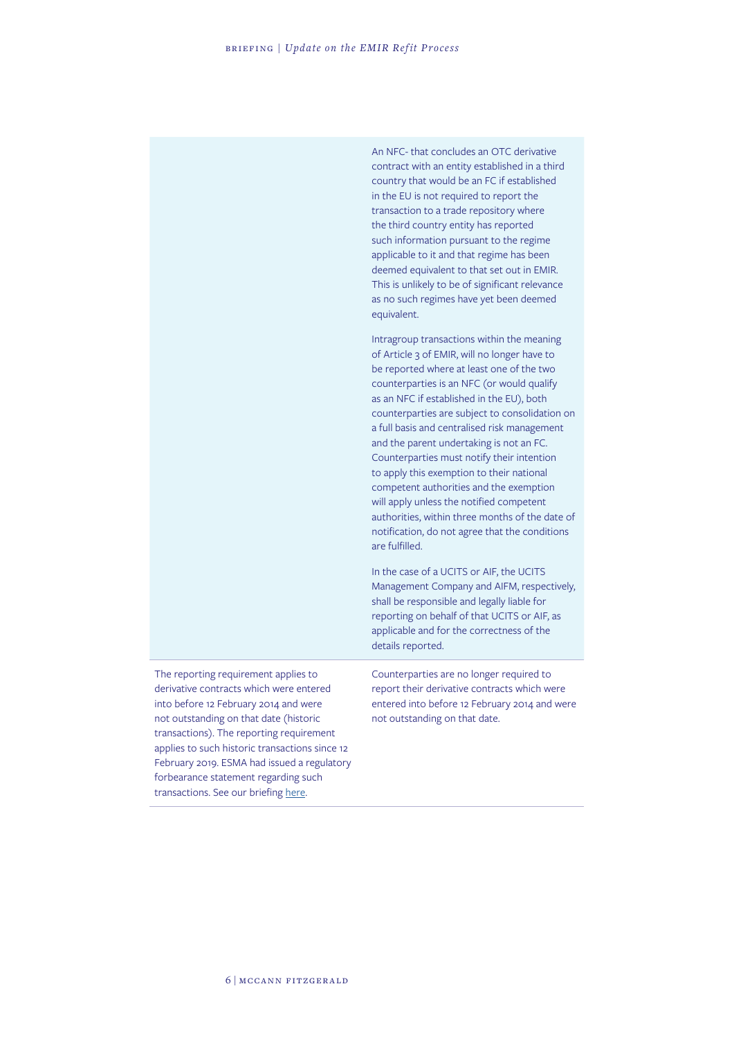| | |
|---|---|
| | An NFC- that concludes an OTC derivative contract with an entity established in a third country that would be an FC if established in the EU is not required to report the transaction to a trade repository where the third country entity has reported such information pursuant to the regime applicable to it and that regime has been deemed equivalent to that set out in EMIR. This is unlikely to be of significant relevance as no such regimes have yet been deemed equivalent.<br><br>Intragroup transactions within the meaning of Article 3 of EMIR, will no longer have to be reported where at least one of the two counterparties is an NFC (or would qualify as an NFC if established in the EU), both counterparties are subject to consolidation on a full basis and centralised risk management and the parent undertaking is not an FC. Counterparties must notify their intention to apply this exemption to their national competent authorities and the exemption will apply unless the notified competent authorities, within three months of the date of notification, do not agree that the conditions are fulfilled.<br><br>In the case of a UCITS or AIF, the UCITS Management Company and AIFM, respectively, shall be responsible and legally liable for reporting on behalf of that UCITS or AIF, as applicable and for the correctness of the details reported. |
| The reporting requirement applies to derivative contracts which were entered into before 12 February 2014 and were not outstanding on that date (historic transactions). The reporting requirement applies to such historic transactions since 12 February 2019. ESMA had issued a regulatory forbearance statement regarding such transactions. See our briefing [here](). | Counterparties are no longer required to report their derivative contracts which were entered into before 12 February 2014 and were not outstanding on that date. |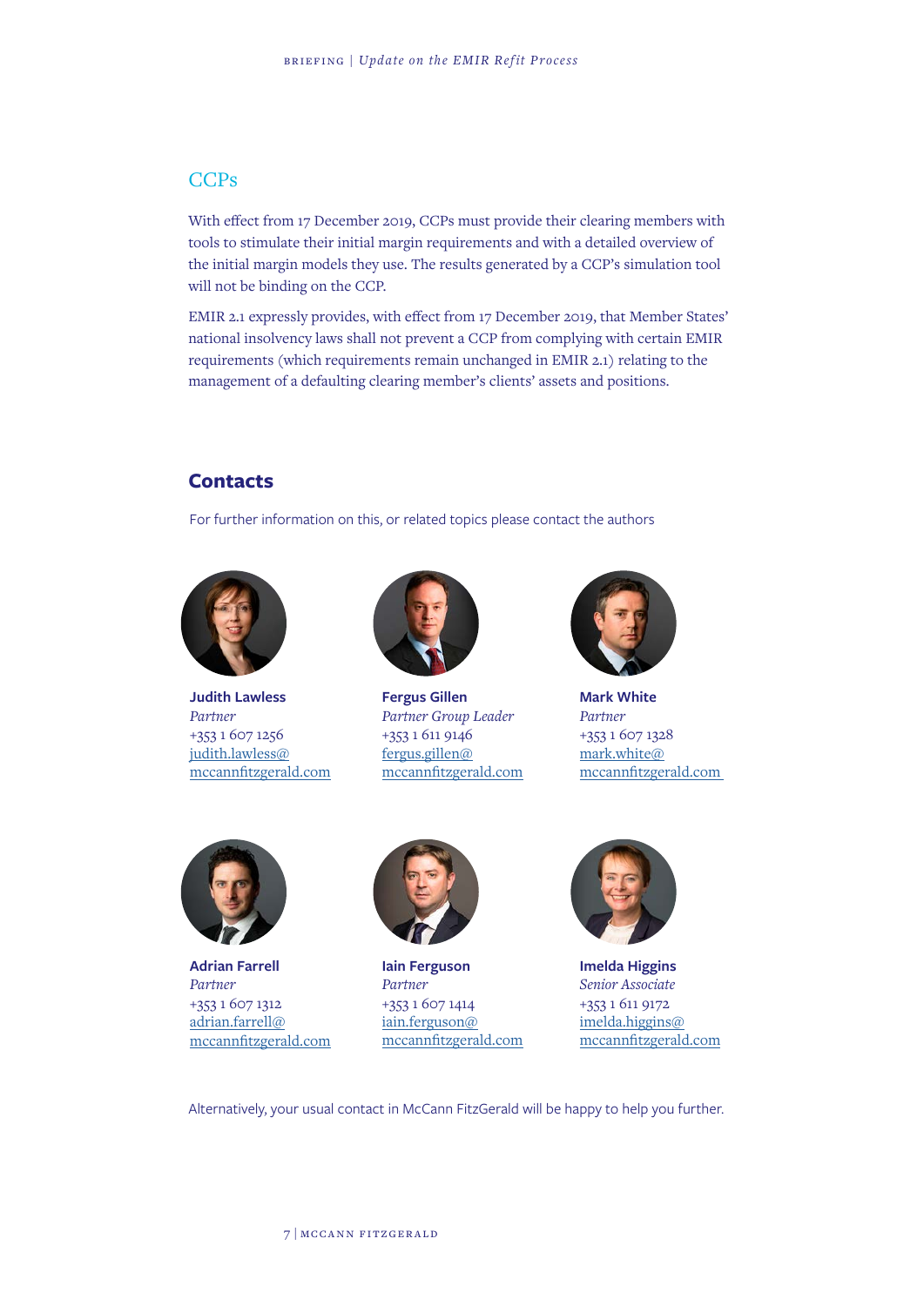## CCPs

With effect from 17 December 2019, CCPs must provide their clearing members with tools to stimulate their initial margin requirements and with a detailed overview of the initial margin models they use. The results generated by a CCP's simulation tool will not be binding on the CCP.

EMIR 2.1 expressly provides, with effect from 17 December 2019, that Member States' national insolvency laws shall not prevent a CCP from complying with certain EMIR requirements (which requirements remain unchanged in EMIR 2.1) relating to the management of a defaulting clearing member's clients' assets and positions.

## Contacts

For further information on this, or related topics please contact the authors

**Judith Lawless**
*Partner*
+353 1 607 1256
judith.lawless@mccannfitzgerald.com

**Fergus Gillen**
*Partner Group Leader*
+353 1 611 9146
fergus.gillen@mccannfitzgerald.com

**Mark White**
*Partner*
+353 1 607 1328
mark.white@mccannfitzgerald.com

**Adrian Farrell**
*Partner*
+353 1 607 1312
adrian.farrell@mccannfitzgerald.com

**Iain Ferguson**
*Partner*
+353 1 607 1414
iain.ferguson@mccannfitzgerald.com

**Imelda Higgins**
*Senior Associate*
+353 1 611 9172
imelda.higgins@mccannfitzgerald.com

Alternatively, your usual contact in McCann FitzGerald will be happy to help you further.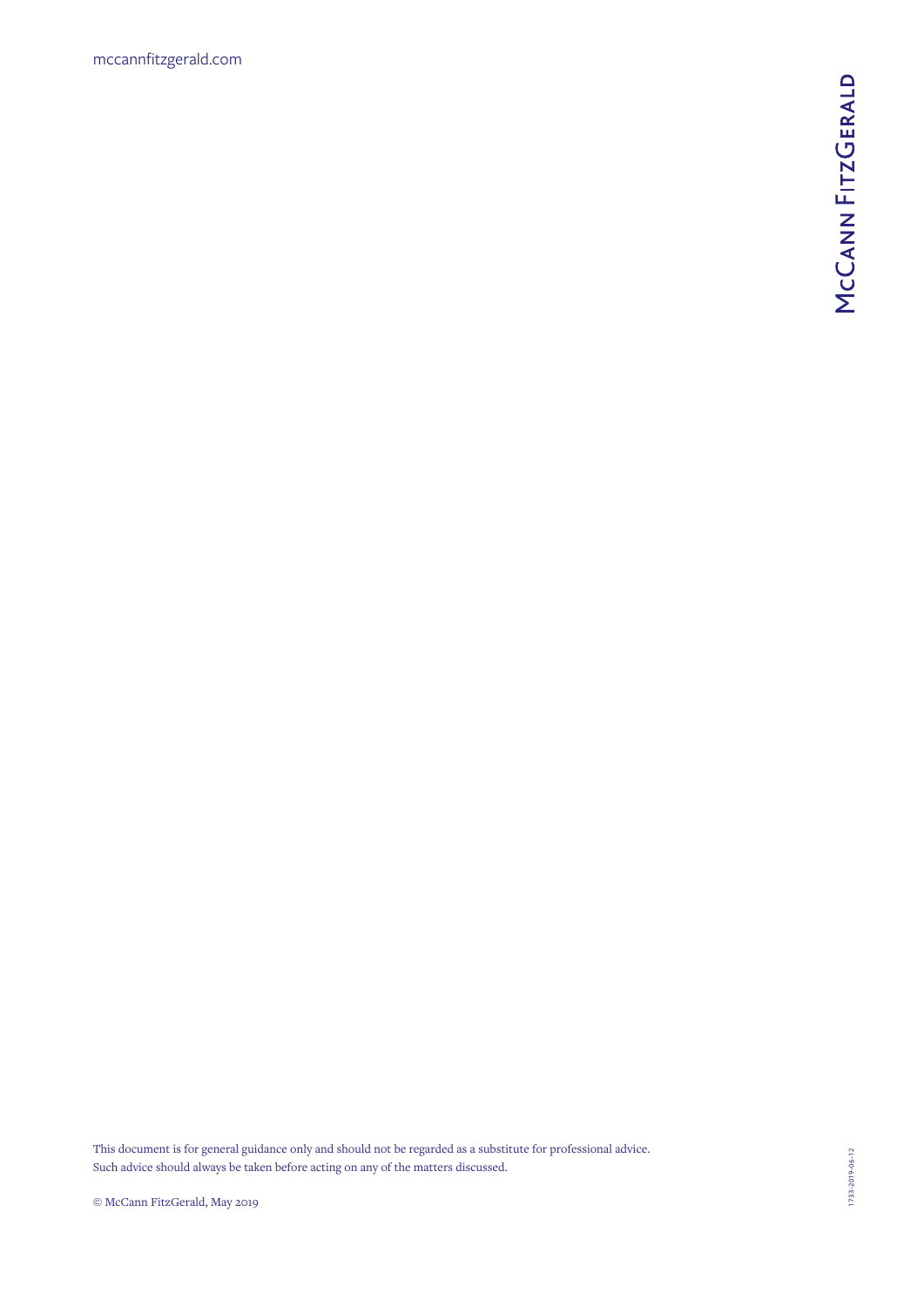mccannfitzgerald.com

McCann FitzGerald

This document is for general guidance only and should not be regarded as a substitute for professional advice. Such advice should always be taken before acting on any of the matters discussed.

© McCann FitzGerald, May 2019

1733-2019-06-12